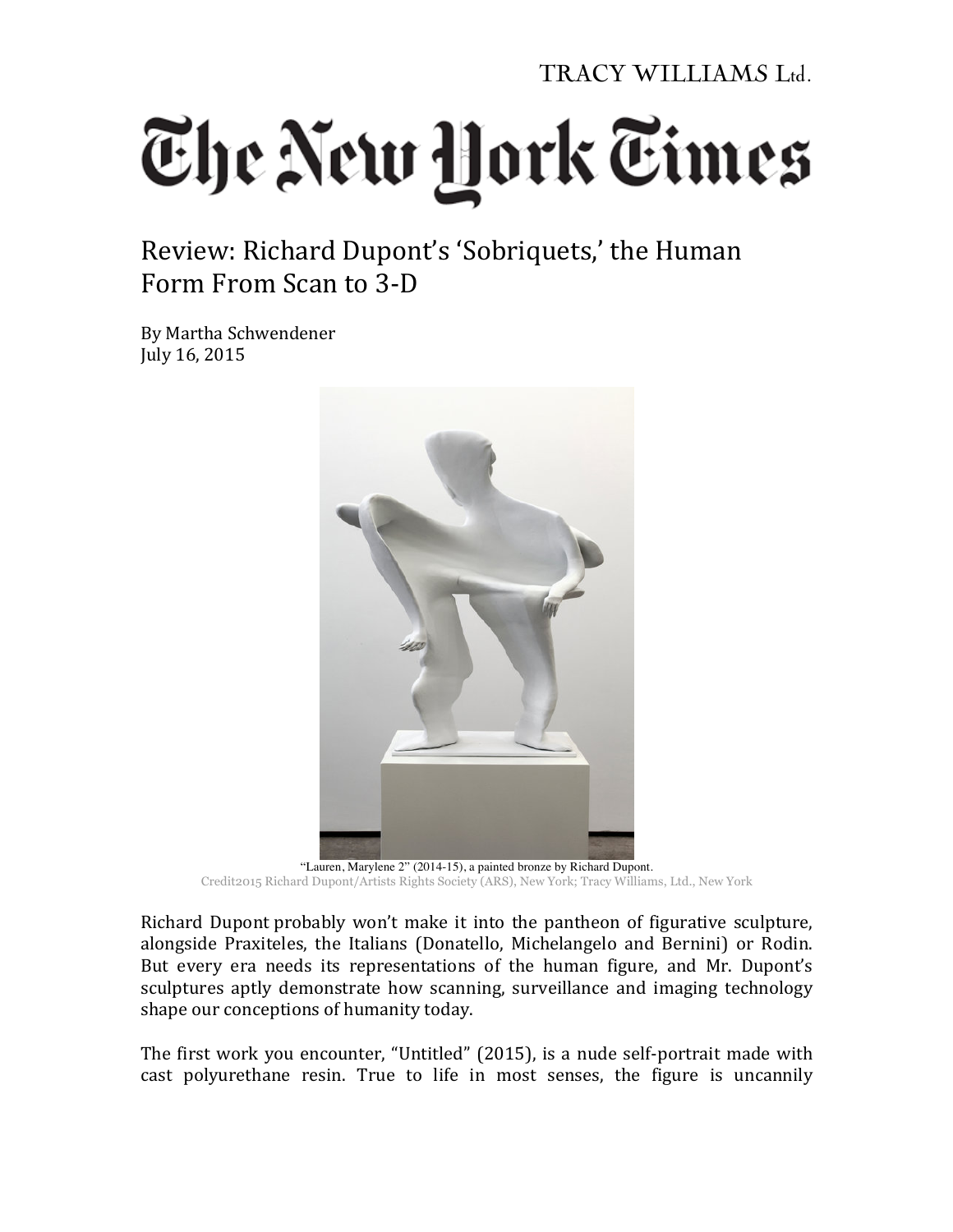TRACY WILLIAMS Ltd.

# The New York Times

## Review: Richard Dupont's 'Sobriquets,' the Human Form From Scan to 3-D

By Martha Schwendener
July 16, 2015

"Lauren, Marylene 2" (2014-15), a painted bronze by Richard Dupont.
Credit2015 Richard Dupont/Artists Rights Society (ARS), New York; Tracy Williams, Ltd., New York

Richard Dupont probably won't make it into the pantheon of figurative sculpture, alongside Praxiteles, the Italians (Donatello, Michelangelo and Bernini) or Rodin. But every era needs its representations of the human figure, and Mr. Dupont's sculptures aptly demonstrate how scanning, surveillance and imaging technology shape our conceptions of humanity today.

The first work you encounter, "Untitled" (2015), is a nude self-portrait made with cast polyurethane resin. True to life in most senses, the figure is uncannily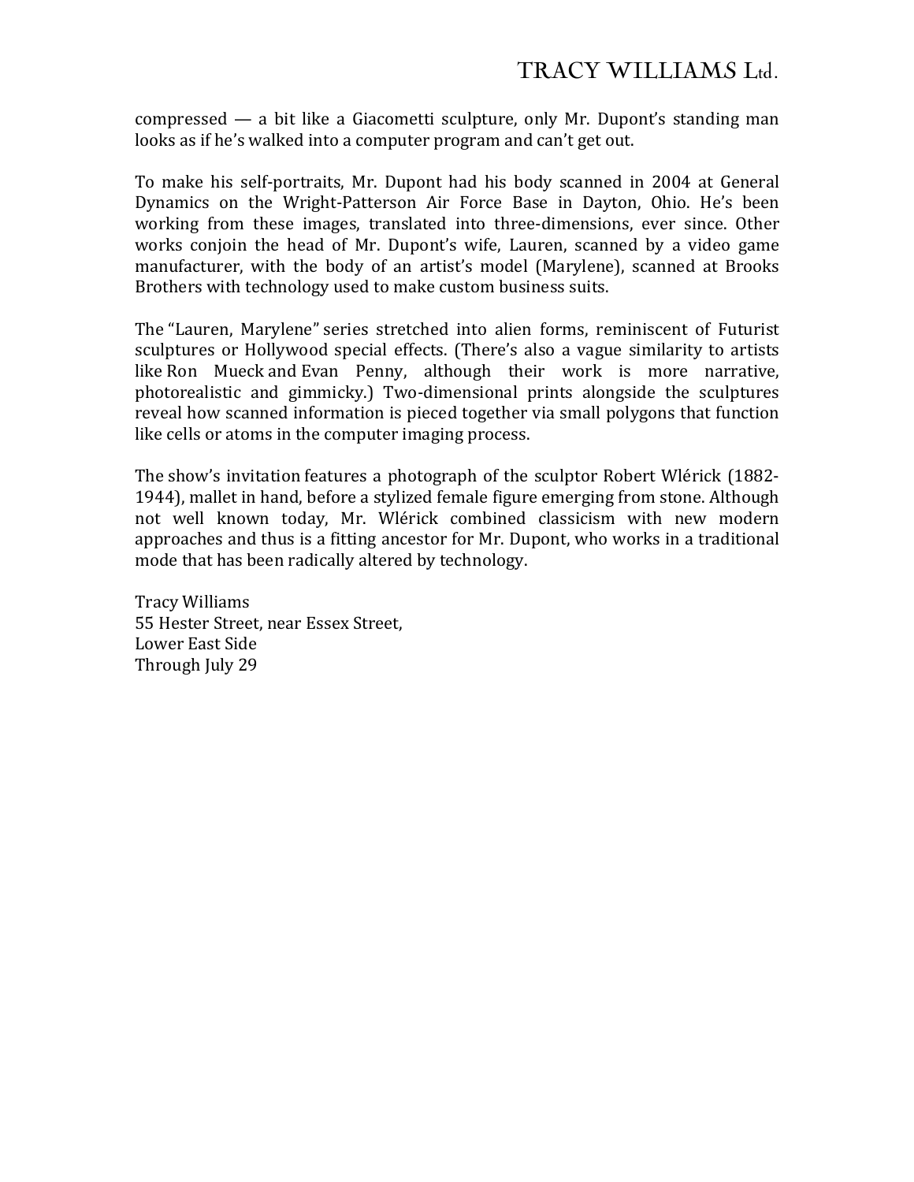compressed — a bit like a Giacometti sculpture, only Mr. Dupont's standing man looks as if he's walked into a computer program and can't get out.

To make his self-portraits, Mr. Dupont had his body scanned in 2004 at General Dynamics on the Wright-Patterson Air Force Base in Dayton, Ohio. He's been working from these images, translated into three-dimensions, ever since. Other works conjoin the head of Mr. Dupont's wife, Lauren, scanned by a video game manufacturer, with the body of an artist's model (Marylene), scanned at Brooks Brothers with technology used to make custom business suits.

The "Lauren, Marylene" series stretched into alien forms, reminiscent of Futurist sculptures or Hollywood special effects. (There's also a vague similarity to artists like Ron Mueck and Evan Penny, although their work is more narrative, photorealistic and gimmicky.) Two-dimensional prints alongside the sculptures reveal how scanned information is pieced together via small polygons that function like cells or atoms in the computer imaging process.

The show's invitation features a photograph of the sculptor Robert Wlérick (1882-1944), mallet in hand, before a stylized female figure emerging from stone. Although not well known today, Mr. Wlérick combined classicism with new modern approaches and thus is a fitting ancestor for Mr. Dupont, who works in a traditional mode that has been radically altered by technology.

Tracy Williams
55 Hester Street, near Essex Street,
Lower East Side
Through July 29